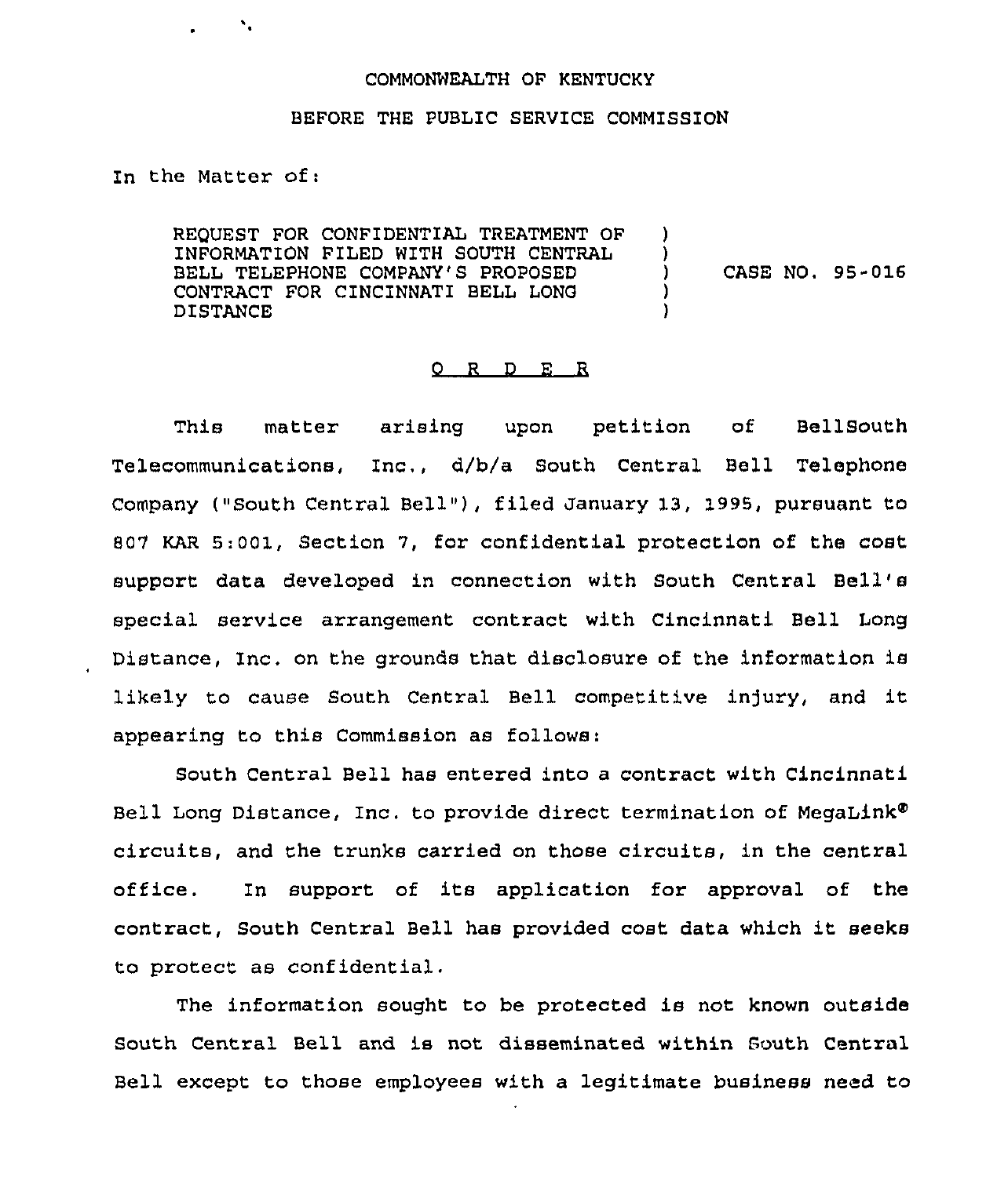COMMONWEALTH OF KENTUCKY

BEFORE THE PUBLIC SERVICE COMMISSION

In the Matter of:

REQUEST FOR CONFIDENTIAL TREATMENT OF INFORMATION FILED WITH SOUTH CENTRAL BELL TELEPHONE COMPANY'S PROPOSED CONTRACT FOR CINCINNATI BELL LONG DISTANCE ) CASE NO. 95-016

O R D E R

This matter arising upon petition of BellSouth Telecommunications, Inc., d/b/a South Central Bell Telephone Company ("South Central Bell"), filed January 13, 1995, pursuant to 807 KAR 5:001, Section 7, for confidential protection of the cost support data developed in connection with South Central Bell's special service arrangement contract with Cincinnati Bell Long Distance, Inc. on the grounds that disclosure of the information is likely to cause South Central Bell competitive injury, and it appearing to this Commission as follows:

South Central Bell has entered into a contract with Cincinnati Bell Long Distance, Inc. to provide direct termination of MegaLink® circuits, and the trunks carried on those circuits, in the central office. In support of its application for approval of the contract, South Central Bell has provided cost data which it seeks to protect as confidential.

The information sought to be protected is not known outside South Central Bell and is not disseminated within South Central Bell except to those employees with a legitimate business need to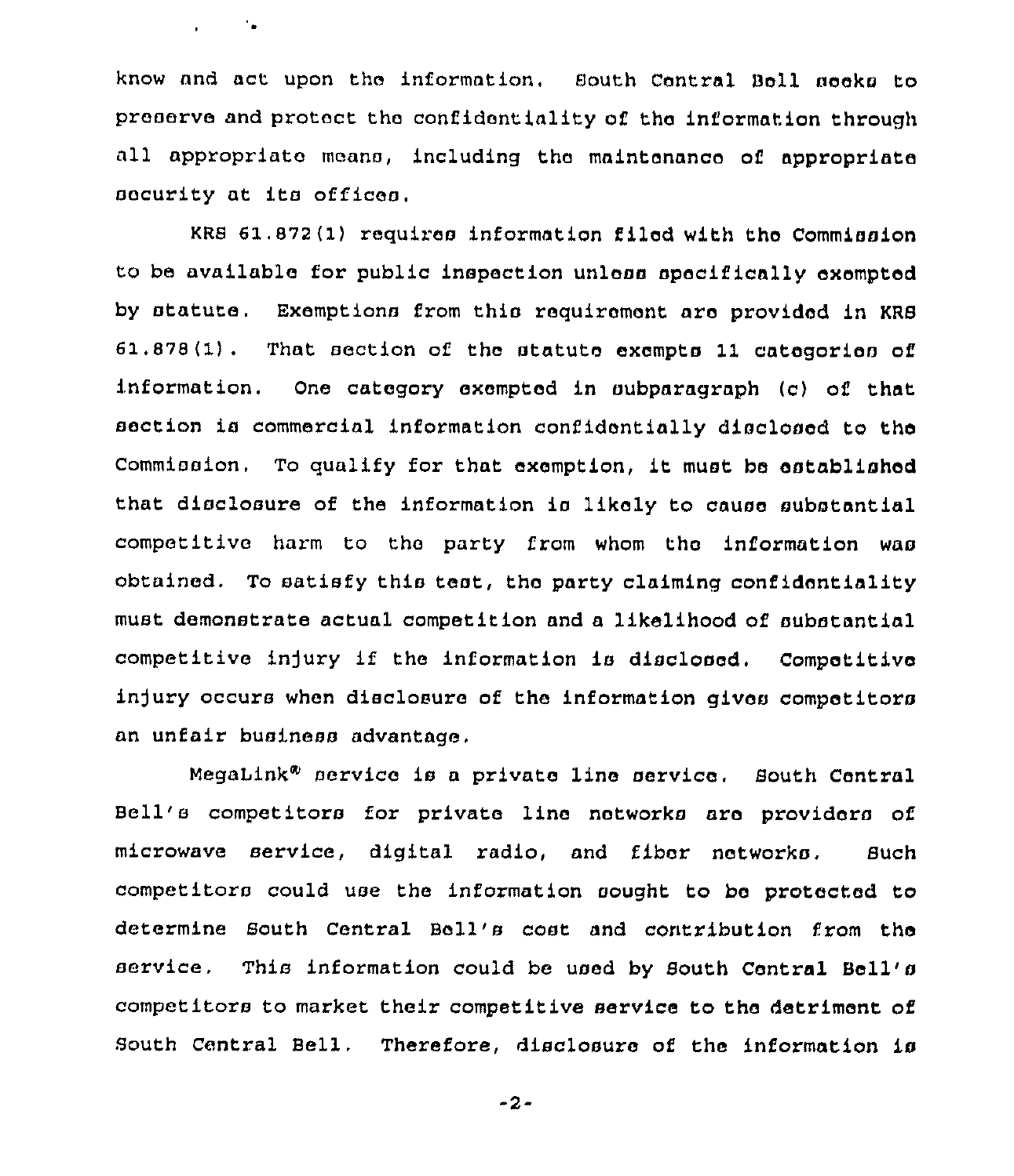know and act upon the information. South Central Bell seeks to preserve and protect the confidentiality of the information through all appropriate means, including the maintenance of appropriate security at its offices.

KRS 61.872(1) requires information filed with the Commission to be available for public inspection unless specifically exempted by statute. Exemptions from this requirement are provided in KRS 61.878(1). That section of the statute exempts 11 categories of information. One category exempted in subparagraph (c) of that section is commercial information confidentially disclosed to the Commission. To qualify for that exemption, it must be established that disclosure of the information is likely to cause substantial competitive harm to the party from whom the information was obtained. To satisfy this test, the party claiming confidentiality must demonstrate actual competition and a likelihood of substantial competitive injury if the information is disclosed. Competitive injury occurs when disclosure of the information gives competitors an unfair business advantage.

MegaLink® service is a private line service. South Central Bell's competitors for private line networks are providers of microwave service, digital radio, and fiber networks. Such competitors could use the information sought to be protected to determine South Central Bell's cost and contribution from the service. This information could be used by South Central Bell's competitors to market their competitive service to the detriment of South Central Bell. Therefore, disclosure of the information is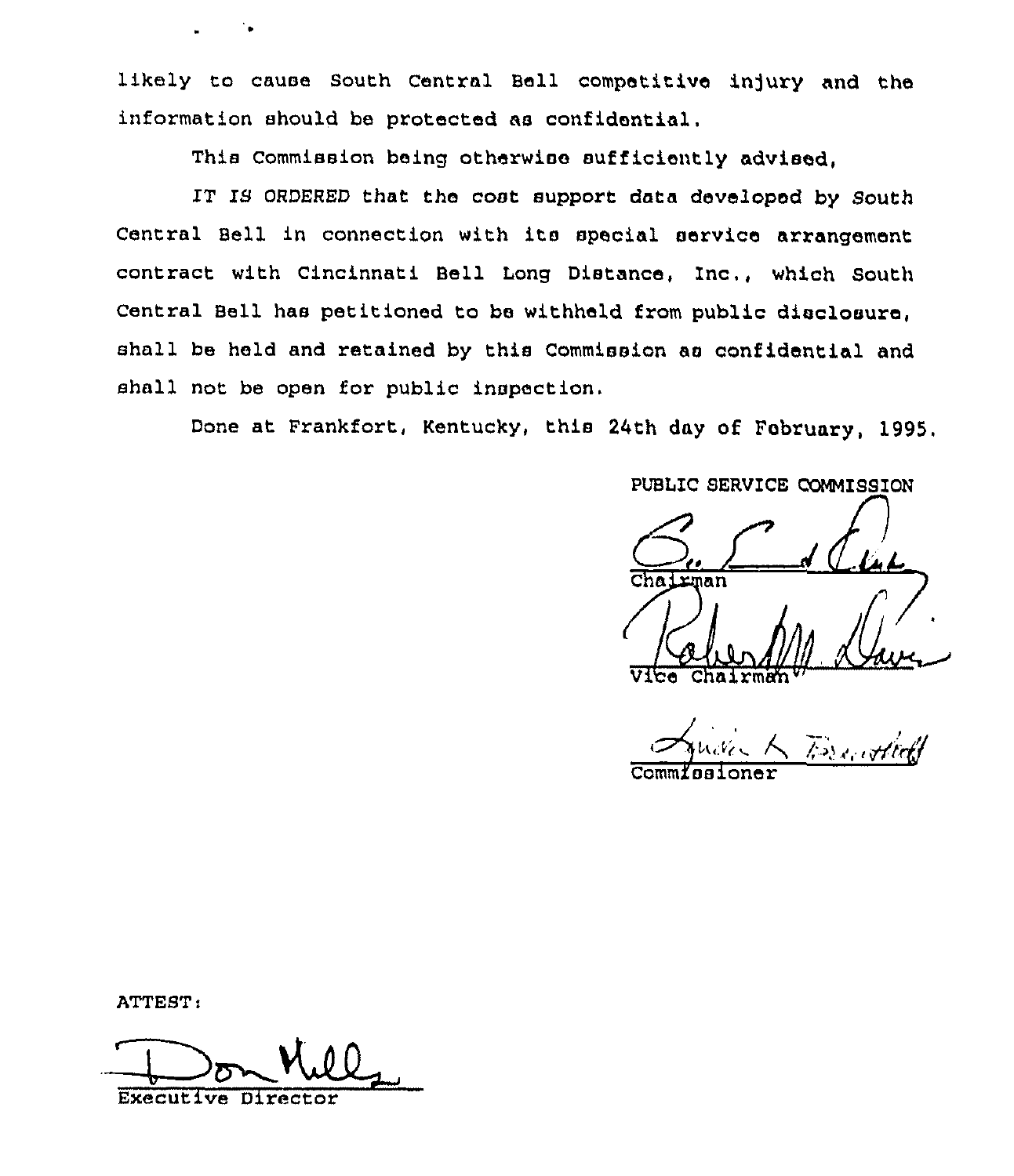likely to cause South Central Bell competitive injury and the information should be protected as confidential.

This Commission being otherwise sufficiently advised,

IT IS ORDERED that the cost support data developed by South Central Bell in connection with its special service arrangement contract with Cincinnati Bell Long Distance, Inc., which South Central Bell has petitioned to be withheld from public disclosure, shall be held and retained by this Commission as confidential and shall not be open for public inspection.

Done at Frankfort, Kentucky, this 24th day of February, 1995.

PUBLIC SERVICE COMMISSION

Chairman

Vice Chairman

Commissioner

ATTEST:

Executive Director